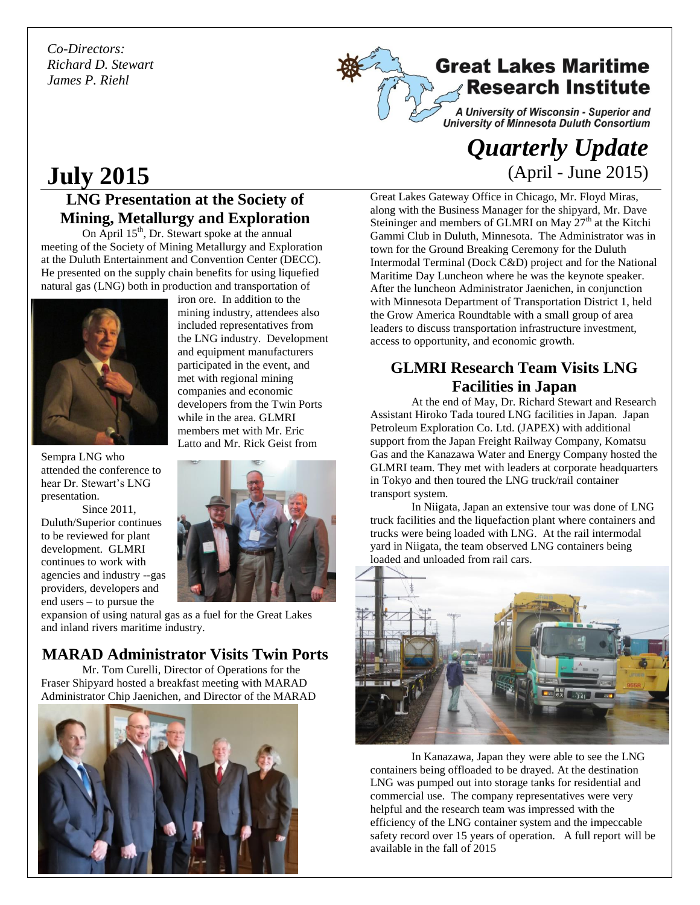*Co-Directors:*
*Richard D. Stewart*
*James P. Riehl*

**Great Lakes Maritime Research Institute**

*A University of Wisconsin - Superior and University of Minnesota Duluth Consortium*

# *Quarterly Update*

(April - June 2015)

# July 2015

## LNG Presentation at the Society of Mining, Metallurgy and Exploration

On April 15th, Dr. Stewart spoke at the annual meeting of the Society of Mining Metallurgy and Exploration at the Duluth Entertainment and Convention Center (DECC). He presented on the supply chain benefits for using liquefied natural gas (LNG) both in production and transportation of iron ore. In addition to the mining industry, attendees also included representatives from the LNG industry. Development and equipment manufacturers participated in the event, and met with regional mining companies and economic developers from the Twin Ports while in the area. GLMRI members met with Mr. Eric Latto and Mr. Rick Geist from Sempra LNG who attended the conference to hear Dr. Stewart's LNG presentation.

Since 2011, Duluth/Superior continues to be reviewed for plant development. GLMRI continues to work with agencies and industry --gas providers, developers and end users – to pursue the expansion of using natural gas as a fuel for the Great Lakes and inland rivers maritime industry.

## MARAD Administrator Visits Twin Ports

Mr. Tom Curelli, Director of Operations for the Fraser Shipyard hosted a breakfast meeting with MARAD Administrator Chip Jaenichen, and Director of the MARAD Great Lakes Gateway Office in Chicago, Mr. Floyd Miras, along with the Business Manager for the shipyard, Mr. Dave Steininger and members of GLMRI on May 27th at the Kitchi Gammi Club in Duluth, Minnesota. The Administrator was in town for the Ground Breaking Ceremony for the Duluth Intermodal Terminal (Dock C&D) project and for the National Maritime Day Luncheon where he was the keynote speaker. After the luncheon Administrator Jaenichen, in conjunction with Minnesota Department of Transportation District 1, held the Grow America Roundtable with a small group of area leaders to discuss transportation infrastructure investment, access to opportunity, and economic growth.

## GLMRI Research Team Visits LNG Facilities in Japan

At the end of May, Dr. Richard Stewart and Research Assistant Hiroko Tada toured LNG facilities in Japan. Japan Petroleum Exploration Co. Ltd. (JAPEX) with additional support from the Japan Freight Railway Company, Komatsu Gas and the Kanazawa Water and Energy Company hosted the GLMRI team. They met with leaders at corporate headquarters in Tokyo and then toured the LNG truck/rail container transport system.

In Niigata, Japan an extensive tour was done of LNG truck facilities and the liquefaction plant where containers and trucks were being loaded with LNG. At the rail intermodal yard in Niigata, the team observed LNG containers being loaded and unloaded from rail cars.

In Kanazawa, Japan they were able to see the LNG containers being offloaded to be drayed. At the destination LNG was pumped out into storage tanks for residential and commercial use. The company representatives were very helpful and the research team was impressed with the efficiency of the LNG container system and the impeccable safety record over 15 years of operation. A full report will be available in the fall of 2015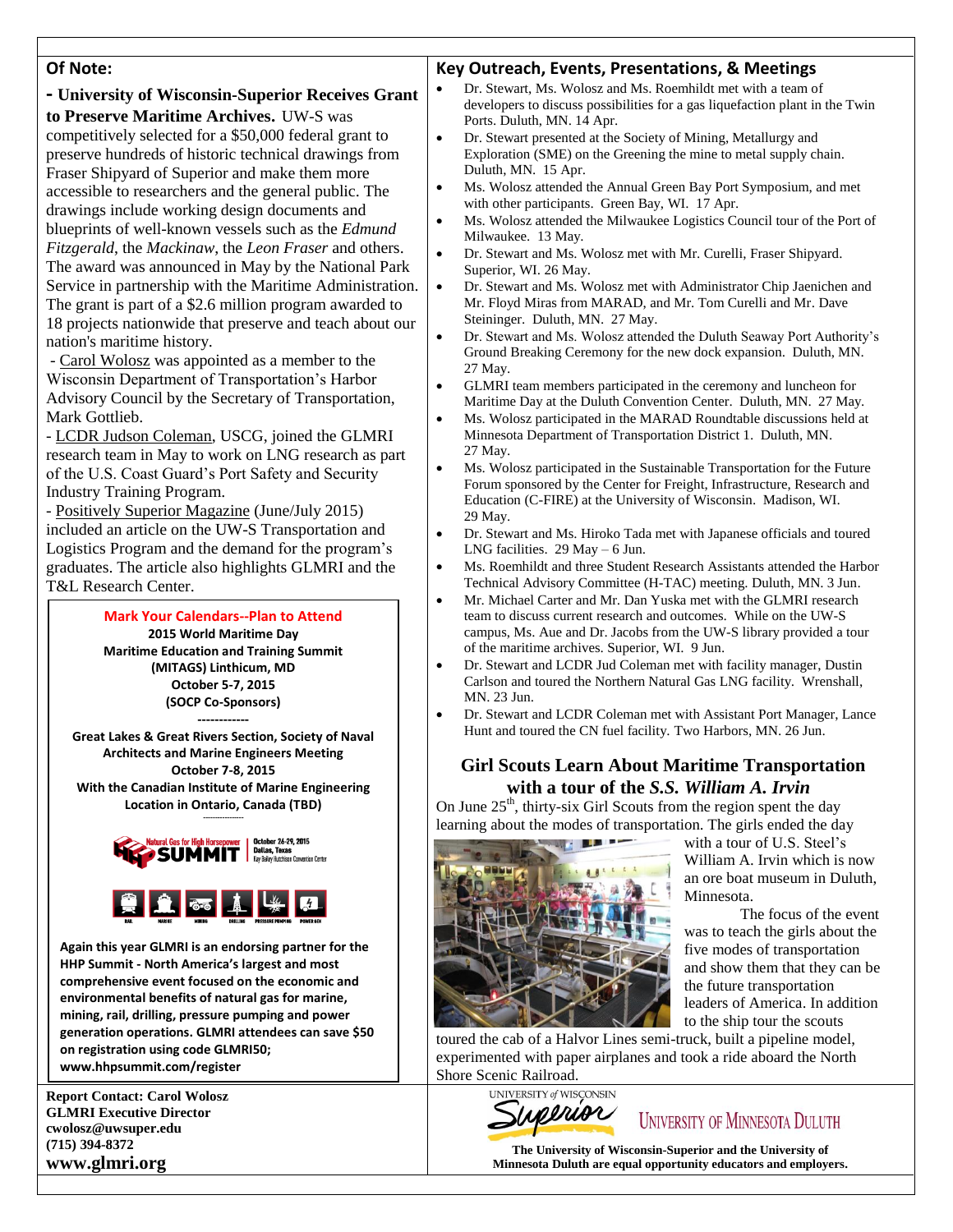## Of Note:

**- University of Wisconsin-Superior Receives Grant to Preserve Maritime Archives.** UW-S was competitively selected for a $50,000 federal grant to preserve hundreds of historic technical drawings from Fraser Shipyard of Superior and make them more accessible to researchers and the general public. The drawings include working design documents and blueprints of well-known vessels such as the *Edmund Fitzgerald*, the *Mackinaw*, the *Leon Fraser* and others. The award was announced in May by the National Park Service in partnership with the Maritime Administration. The grant is part of a $2.6 million program awarded to 18 projects nationwide that preserve and teach about our nation's maritime history.

- Carol Wolosz was appointed as a member to the Wisconsin Department of Transportation's Harbor Advisory Council by the Secretary of Transportation, Mark Gottlieb.

- LCDR Judson Coleman, USCG, joined the GLMRI research team in May to work on LNG research as part of the U.S. Coast Guard's Port Safety and Security Industry Training Program.

- Positively Superior Magazine (June/July 2015) included an article on the UW-S Transportation and Logistics Program and the demand for the program's graduates. The article also highlights GLMRI and the T&L Research Center.

**Mark Your Calendars--Plan to Attend**

**2015 World Maritime Day**
**Maritime Education and Training Summit**
**(MITAGS) Linthicum, MD**
**October 5-7, 2015**
**(SOCP Co-Sponsors)**

**------------**

**Great Lakes & Great Rivers Section, Society of Naval Architects and Marine Engineers Meeting**
**October 7-8, 2015**
**With the Canadian Institute of Marine Engineering**
**Location in Ontario, Canada (TBD)**

Natural Gas for High Horsepower SUMMIT
October 26-29, 2015
Dallas, Texas
Kay Bailey Hutchison Convention Center

RAIL MARINE MINING DRILLING PRESSURE PUMPING POWER GEN

**Again this year GLMRI is an endorsing partner for the HHP Summit - North America's largest and most comprehensive event focused on the economic and environmental benefits of natural gas for marine, mining, rail, drilling, pressure pumping and power generation operations. GLMRI attendees can save $50 on registration using code GLMRI50; www.hpsummit.com/register**

## Key Outreach, Events, Presentations, & Meetings

- Dr. Stewart, Ms. Wolosz and Ms. Roemhildt met with a team of developers to discuss possibilities for a gas liquefaction plant in the Twin Ports. Duluth, MN. 14 Apr.
- Dr. Stewart presented at the Society of Mining, Metallurgy and Exploration (SME) on the Greening the mine to metal supply chain. Duluth, MN. 15 Apr.
- Ms. Wolosz attended the Annual Green Bay Port Symposium, and met with other participants. Green Bay, WI. 17 Apr.
- Ms. Wolosz attended the Milwaukee Logistics Council tour of the Port of Milwaukee. 13 May.
- Dr. Stewart and Ms. Wolosz met with Mr. Curelli, Fraser Shipyard. Superior, WI. 26 May.
- Dr. Stewart and Ms. Wolosz met with Administrator Chip Jaenichen and Mr. Floyd Miras from MARAD, and Mr. Tom Curelli and Mr. Dave Steininger. Duluth, MN. 27 May.
- Dr. Stewart and Ms. Wolosz attended the Duluth Seaway Port Authority's Ground Breaking Ceremony for the new dock expansion. Duluth, MN. 27 May.
- GLMRI team members participated in the ceremony and luncheon for Maritime Day at the Duluth Convention Center. Duluth, MN. 27 May.
- Ms. Wolosz participated in the MARAD Roundtable discussions held at Minnesota Department of Transportation District 1. Duluth, MN. 27 May.
- Ms. Wolosz participated in the Sustainable Transportation for the Future Forum sponsored by the Center for Freight, Infrastructure, Research and Education (C-FIRE) at the University of Wisconsin. Madison, WI. 29 May.
- Dr. Stewart and Ms. Hiroko Tada met with Japanese officials and toured LNG facilities. 29 May – 6 Jun.
- Ms. Roemhildt and three Student Research Assistants attended the Harbor Technical Advisory Committee (H-TAC) meeting. Duluth, MN. 3 Jun.
- Mr. Michael Carter and Mr. Dan Yuska met with the GLMRI research team to discuss current research and outcomes. While on the UW-S campus, Ms. Aue and Dr. Jacobs from the UW-S library provided a tour of the maritime archives. Superior, WI. 9 Jun.
- Dr. Stewart and LCDR Jud Coleman met with facility manager, Dustin Carlson and toured the Northern Natural Gas LNG facility. Wrenshall, MN. 23 Jun.
- Dr. Stewart and LCDR Coleman met with Assistant Port Manager, Lance Hunt and toured the CN fuel facility. Two Harbors, MN. 26 Jun.

## Girl Scouts Learn About Maritime Transportation with a tour of the *S.S. William A. Irvin*

On June 25th, thirty-six Girl Scouts from the region spent the day learning about the modes of transportation. The girls ended the day with a tour of U.S. Steel's William A. Irvin which is now an ore boat museum in Duluth, Minnesota.

The focus of the event was to teach the girls about the five modes of transportation and show them that they can be the future transportation leaders of America. In addition to the ship tour the scouts toured the cab of a Halvor Lines semi-truck, built a pipeline model, experimented with paper airplanes and took a ride aboard the North Shore Scenic Railroad.

**Report Contact: Carol Wolosz**
**GLMRI Executive Director**
**cwolosz@uwsuper.edu**
**(715) 394-8372**
**www.glmri.org**

University of Wisconsin Superior — University of Minnesota Duluth

**The University of Wisconsin-Superior and the University of Minnesota Duluth are equal opportunity educators and employers.**